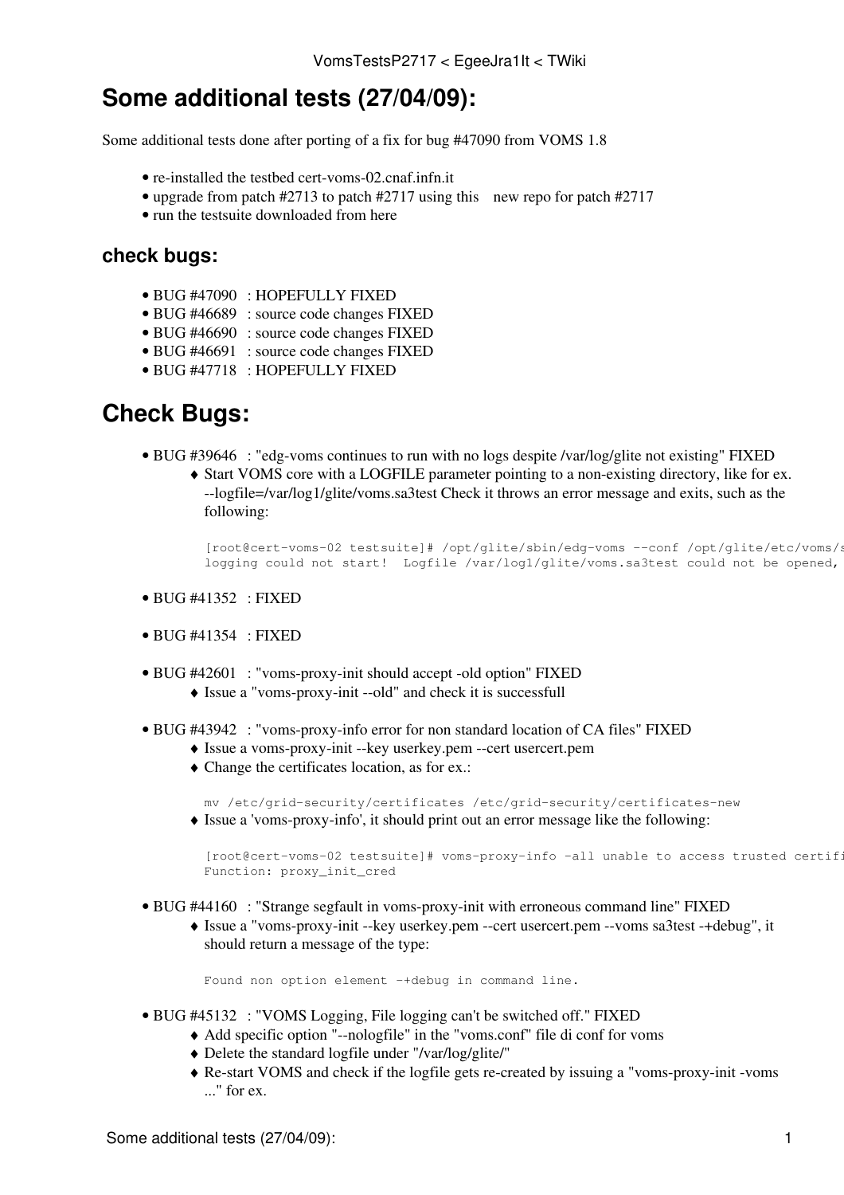# Some additional tests (27/04/09):

Some additional tests done after porting of a fix for bug #47090 from VOMS 1.8

- re-installed the testbed cert-voms-02.cnaf.infn.it
- upgrade from patch #2713 to patch #2717 using this new repo for patch #2717
- run the testsuite downloaded from here

### check bugs:

- BUG #47090 : HOPEFULLY FIXED
- BUG #46689 : source code changes FIXED
- BUG #46690 : source code changes FIXED
- BUG #46691 : source code changes FIXED
- BUG #47718 : HOPEFULLY FIXED

# Check Bugs:

- BUG #39646 : "edg-voms continues to run with no logs despite /var/log/glite not existing" FIXED
    - Start VOMS core with a LOGFILE parameter pointing to a non-existing directory, like for ex. --logfile=/var/log1/glite/voms.sa3test Check it throws an error message and exits, such as the following:

    ```
    [root@cert-voms-02 testsuite]# /opt/glite/sbin/edg-voms --conf /opt/glite/etc/voms/s
    logging could not start!  Logfile /var/log1/glite/voms.sa3test could not be opened,
    ```

- BUG #41352 : FIXED

- BUG #41354 : FIXED

- BUG #42601 : "voms-proxy-init should accept -old option" FIXED
    - Issue a "voms-proxy-init --old" and check it is successfull

- BUG #43942 : "voms-proxy-info error for non standard location of CA files" FIXED
    - Issue a voms-proxy-init --key userkey.pem --cert usercert.pem
    - Change the certificates location, as for ex.:

    ```
    mv /etc/grid-security/certificates /etc/grid-security/certificates-new
    ```
    - Issue a 'voms-proxy-info', it should print out an error message like the following:

    ```
    [root@cert-voms-02 testsuite]# voms-proxy-info -all unable to access trusted certifi
    Function: proxy_init_cred
    ```

- BUG #44160 : "Strange segfault in voms-proxy-init with erroneous command line" FIXED
    - Issue a "voms-proxy-init --key userkey.pem --cert usercert.pem --voms sa3test -+debug", it should return a message of the type:

    ```
    Found non option element -+debug in command line.
    ```

- BUG #45132 : "VOMS Logging, File logging can't be switched off." FIXED
    - Add specific option "--nologfile" in the "voms.conf" file di conf for voms
    - Delete the standard logfile under "/var/log/glite/"
    - Re-start VOMS and check if the logfile gets re-created by issuing a "voms-proxy-init -voms ..." for ex.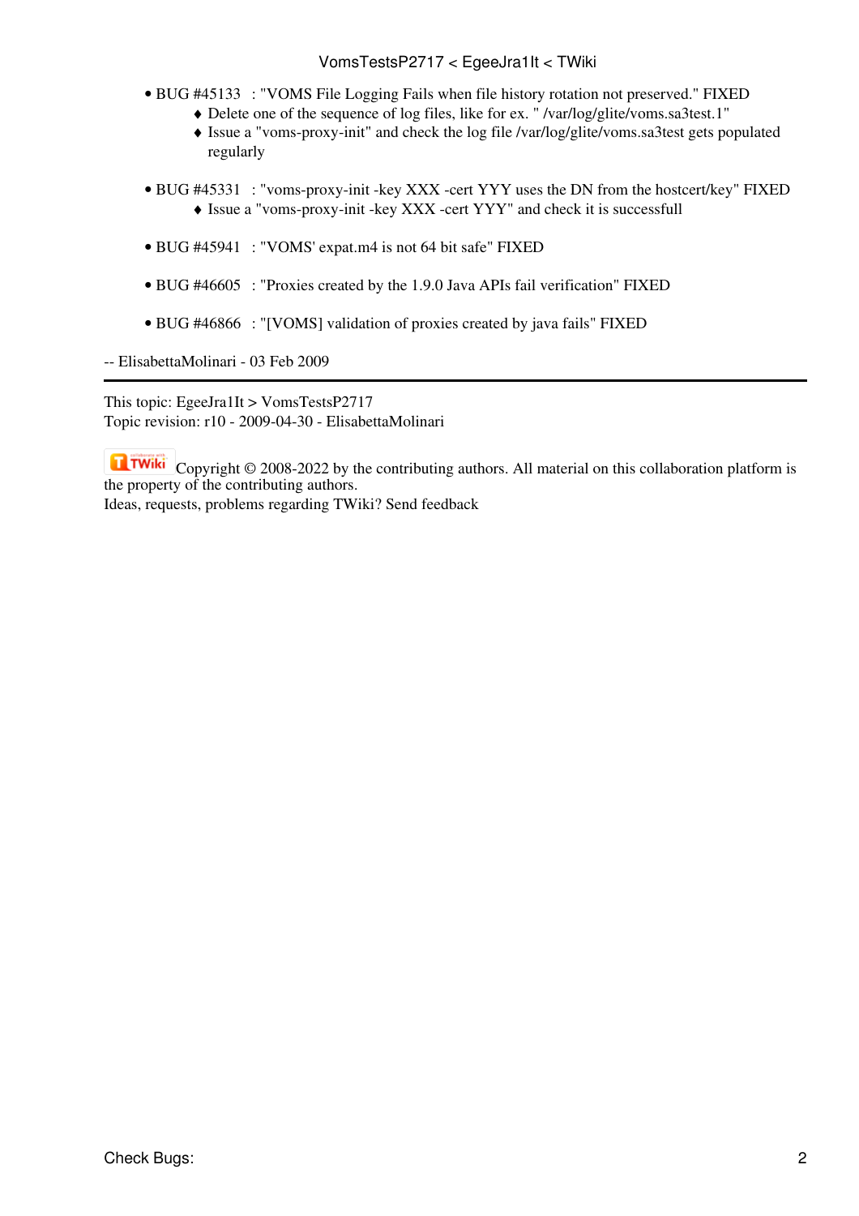- BUG #45133 : "VOMS File Logging Fails when file history rotation not preserved." FIXED
    - Delete one of the sequence of log files, like for ex. " /var/log/glite/voms.sa3test.1"
    - Issue a "voms-proxy-init" and check the log file /var/log/glite/voms.sa3test gets populated regularly

- BUG #45331 : "voms-proxy-init -key XXX -cert YYY uses the DN from the hostcert/key" FIXED
    - Issue a "voms-proxy-init -key XXX -cert YYY" and check it is successfull

- BUG #45941 : "VOMS' expat.m4 is not 64 bit safe" FIXED

- BUG #46605 : "Proxies created by the 1.9.0 Java APIs fail verification" FIXED

- BUG #46866 : "[VOMS] validation of proxies created by java fails" FIXED

-- ElisabettaMolinari - 03 Feb 2009

---

This topic: EgeeJra1It > VomsTestsP2717
Topic revision: r10 - 2009-04-30 - ElisabettaMolinari

Copyright © 2008-2022 by the contributing authors. All material on this collaboration platform is the property of the contributing authors.
Ideas, requests, problems regarding TWiki? Send feedback